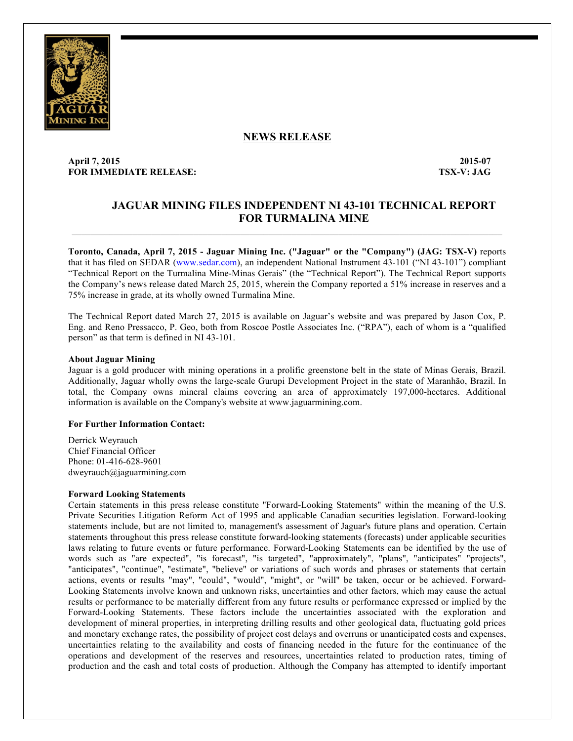## NEWS RELEASE

**April 7, 2015** **2015-07**
**FOR IMMEDIATE RELEASE:** **TSX-V: JAG**

# JAGUAR MINING FILES INDEPENDENT NI 43-101 TECHNICAL REPORT FOR TURMALINA MINE

**Toronto, Canada, April 7, 2015 - Jaguar Mining Inc. ("Jaguar" or the "Company") (JAG: TSX-V)** reports that it has filed on SEDAR (www.sedar.com), an independent National Instrument 43-101 ("NI 43-101") compliant "Technical Report on the Turmalina Mine-Minas Gerais" (the "Technical Report"). The Technical Report supports the Company's news release dated March 25, 2015, wherein the Company reported a 51% increase in reserves and a 75% increase in grade, at its wholly owned Turmalina Mine.

The Technical Report dated March 27, 2015 is available on Jaguar's website and was prepared by Jason Cox, P. Eng. and Reno Pressacco, P. Geo, both from Roscoe Postle Associates Inc. ("RPA"), each of whom is a "qualified person" as that term is defined in NI 43-101.

**About Jaguar Mining**

Jaguar is a gold producer with mining operations in a prolific greenstone belt in the state of Minas Gerais, Brazil. Additionally, Jaguar wholly owns the large-scale Gurupi Development Project in the state of Maranhão, Brazil. In total, the Company owns mineral claims covering an area of approximately 197,000-hectares. Additional information is available on the Company's website at www.jaguarmining.com.

**For Further Information Contact:**

Derrick Weyrauch
Chief Financial Officer
Phone: 01-416-628-9601
dweyrauch@jaguarmining.com

**Forward Looking Statements**

Certain statements in this press release constitute "Forward-Looking Statements" within the meaning of the U.S. Private Securities Litigation Reform Act of 1995 and applicable Canadian securities legislation. Forward-looking statements include, but are not limited to, management's assessment of Jaguar's future plans and operation. Certain statements throughout this press release constitute forward-looking statements (forecasts) under applicable securities laws relating to future events or future performance. Forward-Looking Statements can be identified by the use of words such as "are expected", "is forecast", "is targeted", "approximately", "plans", "anticipates" "projects", "anticipates", "continue", "estimate", "believe" or variations of such words and phrases or statements that certain actions, events or results "may", "could", "would", "might", or "will" be taken, occur or be achieved. Forward-Looking Statements involve known and unknown risks, uncertainties and other factors, which may cause the actual results or performance to be materially different from any future results or performance expressed or implied by the Forward-Looking Statements. These factors include the uncertainties associated with the exploration and development of mineral properties, in interpreting drilling results and other geological data, fluctuating gold prices and monetary exchange rates, the possibility of project cost delays and overruns or unanticipated costs and expenses, uncertainties relating to the availability and costs of financing needed in the future for the continuance of the operations and development of the reserves and resources, uncertainties related to production rates, timing of production and the cash and total costs of production. Although the Company has attempted to identify important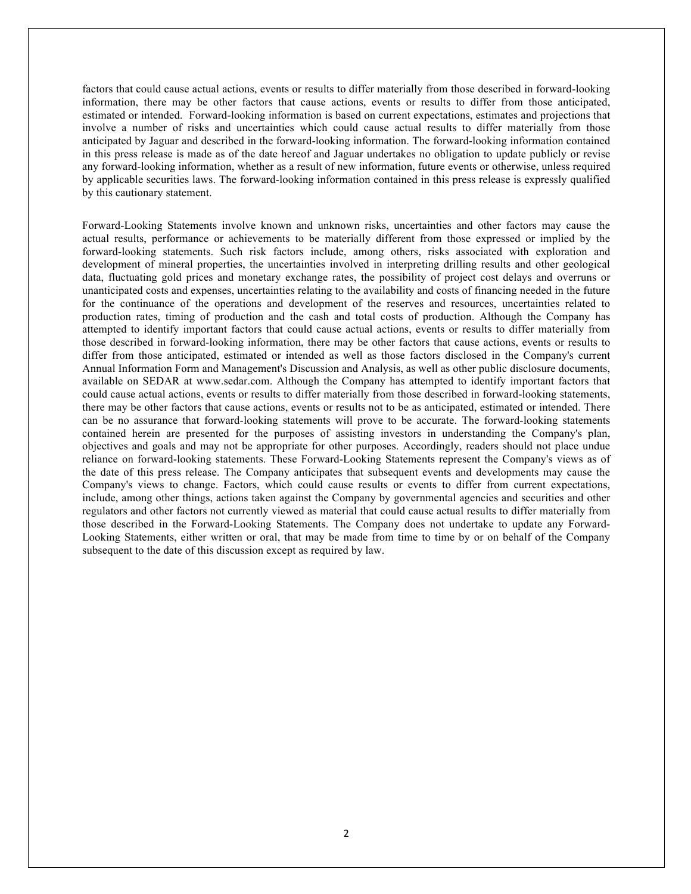factors that could cause actual actions, events or results to differ materially from those described in forward-looking information, there may be other factors that cause actions, events or results to differ from those anticipated, estimated or intended. Forward-looking information is based on current expectations, estimates and projections that involve a number of risks and uncertainties which could cause actual results to differ materially from those anticipated by Jaguar and described in the forward-looking information. The forward-looking information contained in this press release is made as of the date hereof and Jaguar undertakes no obligation to update publicly or revise any forward-looking information, whether as a result of new information, future events or otherwise, unless required by applicable securities laws. The forward-looking information contained in this press release is expressly qualified by this cautionary statement.

Forward-Looking Statements involve known and unknown risks, uncertainties and other factors may cause the actual results, performance or achievements to be materially different from those expressed or implied by the forward-looking statements. Such risk factors include, among others, risks associated with exploration and development of mineral properties, the uncertainties involved in interpreting drilling results and other geological data, fluctuating gold prices and monetary exchange rates, the possibility of project cost delays and overruns or unanticipated costs and expenses, uncertainties relating to the availability and costs of financing needed in the future for the continuance of the operations and development of the reserves and resources, uncertainties related to production rates, timing of production and the cash and total costs of production. Although the Company has attempted to identify important factors that could cause actual actions, events or results to differ materially from those described in forward-looking information, there may be other factors that cause actions, events or results to differ from those anticipated, estimated or intended as well as those factors disclosed in the Company's current Annual Information Form and Management's Discussion and Analysis, as well as other public disclosure documents, available on SEDAR at www.sedar.com. Although the Company has attempted to identify important factors that could cause actual actions, events or results to differ materially from those described in forward-looking statements, there may be other factors that cause actions, events or results not to be as anticipated, estimated or intended. There can be no assurance that forward-looking statements will prove to be accurate. The forward-looking statements contained herein are presented for the purposes of assisting investors in understanding the Company's plan, objectives and goals and may not be appropriate for other purposes. Accordingly, readers should not place undue reliance on forward-looking statements. These Forward-Looking Statements represent the Company's views as of the date of this press release. The Company anticipates that subsequent events and developments may cause the Company's views to change. Factors, which could cause results or events to differ from current expectations, include, among other things, actions taken against the Company by governmental agencies and securities and other regulators and other factors not currently viewed as material that could cause actual results to differ materially from those described in the Forward-Looking Statements. The Company does not undertake to update any Forward-Looking Statements, either written or oral, that may be made from time to time by or on behalf of the Company subsequent to the date of this discussion except as required by law.